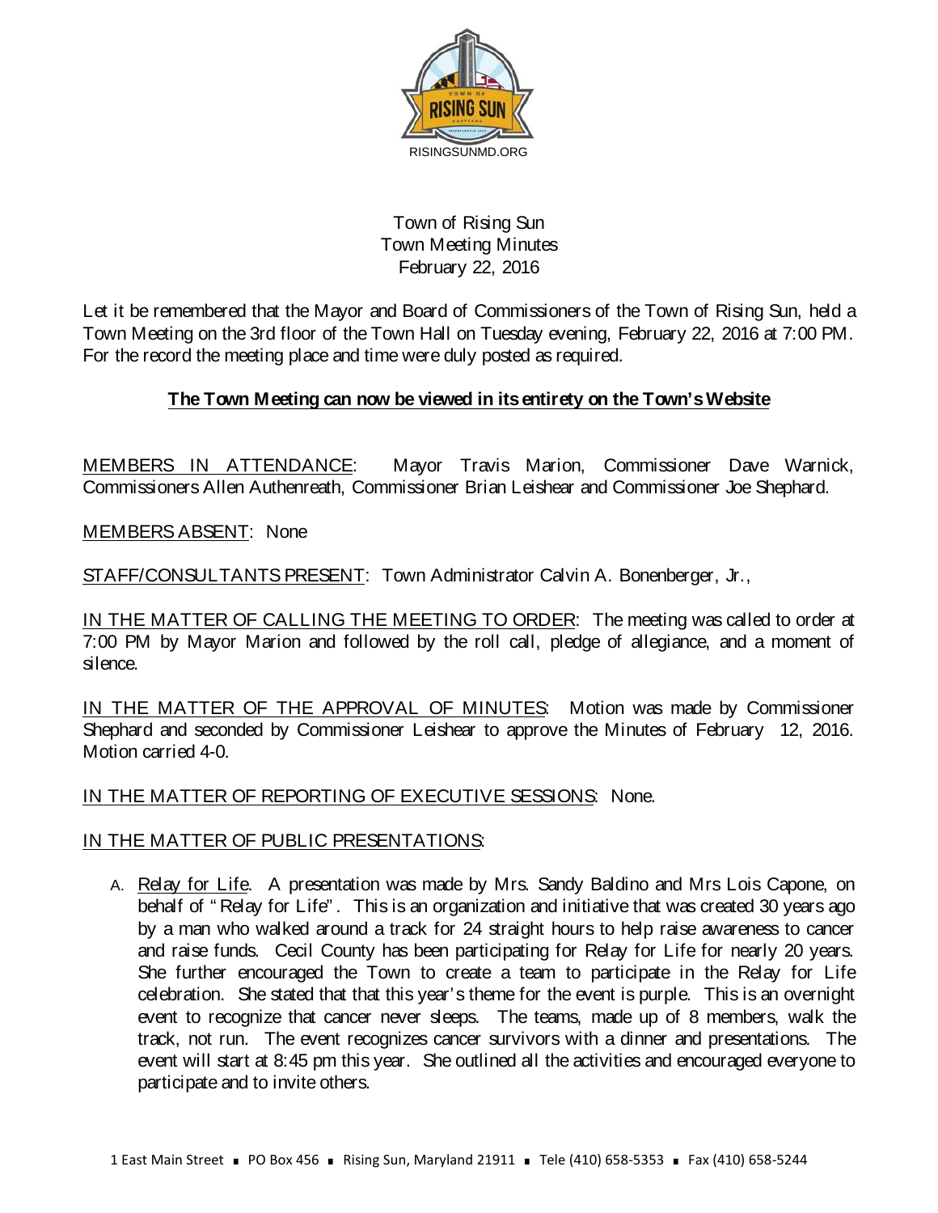RISINGSUNMD.ORG

# Town of Rising Sun
## Town Meeting Minutes
## February 22, 2016

Let it be remembered that the Mayor and Board of Commissioners of the Town of Rising Sun, held a Town Meeting on the 3rd floor of the Town Hall on Tuesday evening, February 22, 2016 at 7:00 PM. For the record the meeting place and time were duly posted as required.

**The Town Meeting can now be viewed in its entirety on the Town's Website**

MEMBERS IN ATTENDANCE: Mayor Travis Marion, Commissioner Dave Warnick, Commissioners Allen Authenreath, Commissioner Brian Leishear and Commissioner Joe Shephard.

MEMBERS ABSENT: None

STAFF/CONSULTANTS PRESENT: Town Administrator Calvin A. Bonenberger, Jr.,

IN THE MATTER OF CALLING THE MEETING TO ORDER: The meeting was called to order at 7:00 PM by Mayor Marion and followed by the roll call, pledge of allegiance, and a moment of silence.

IN THE MATTER OF THE APPROVAL OF MINUTES: Motion was made by Commissioner Shephard and seconded by Commissioner Leishear to approve the Minutes of February 12, 2016. Motion carried 4-0.

IN THE MATTER OF REPORTING OF EXECUTIVE SESSIONS: None.

IN THE MATTER OF PUBLIC PRESENTATIONS:

A. Relay for Life. A presentation was made by Mrs. Sandy Baldino and Mrs Lois Capone, on behalf of "Relay for Life". This is an organization and initiative that was created 30 years ago by a man who walked around a track for 24 straight hours to help raise awareness to cancer and raise funds. Cecil County has been participating for Relay for Life for nearly 20 years. She further encouraged the Town to create a team to participate in the Relay for Life celebration. She stated that that this year's theme for the event is purple. This is an overnight event to recognize that cancer never sleeps. The teams, made up of 8 members, walk the track, not run. The event recognizes cancer survivors with a dinner and presentations. The event will start at 8:45 pm this year. She outlined all the activities and encouraged everyone to participate and to invite others.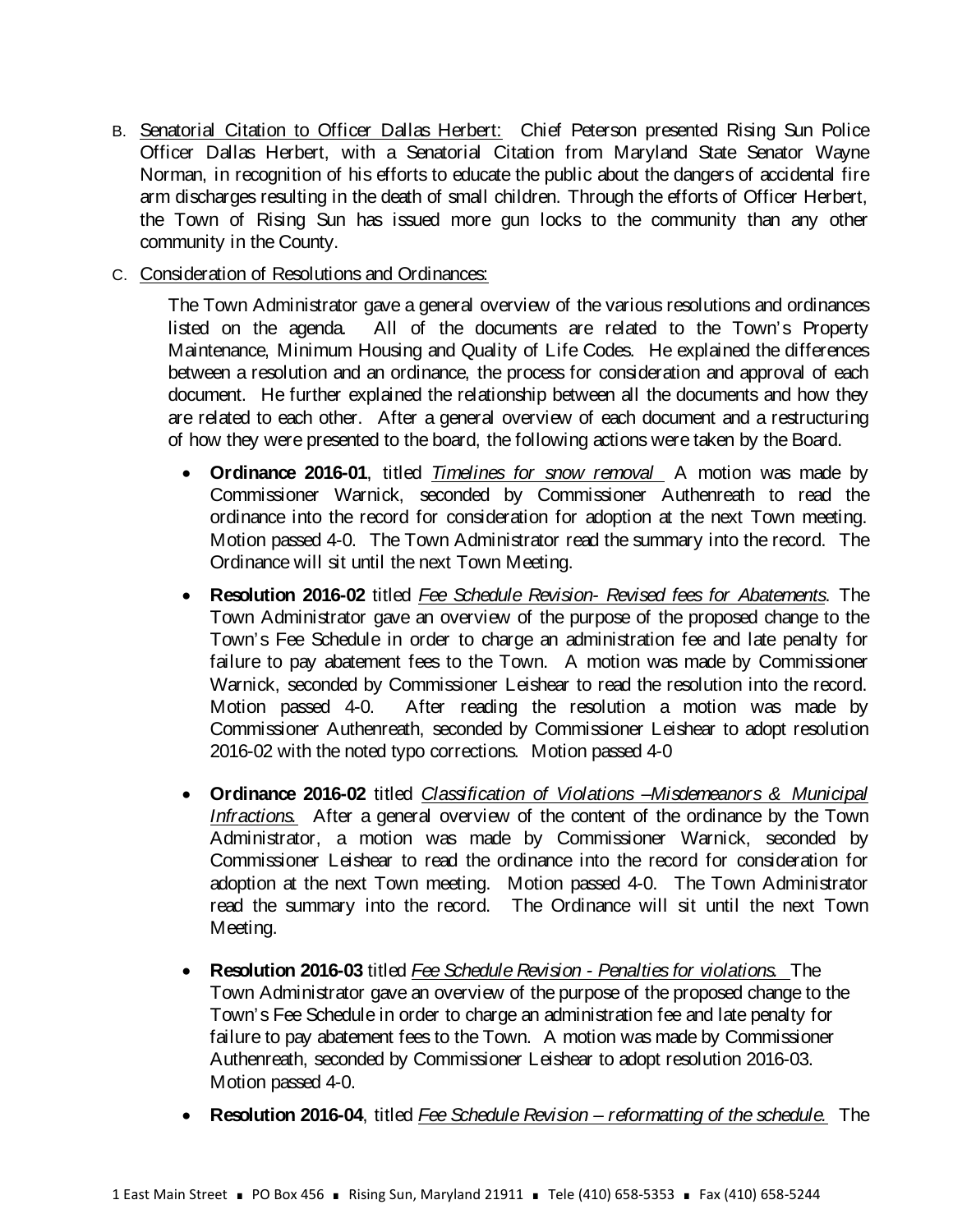B. <u>Senatorial Citation to Officer Dallas Herbert:</u> Chief Peterson presented Rising Sun Police Officer Dallas Herbert, with a Senatorial Citation from Maryland State Senator Wayne Norman, in recognition of his efforts to educate the public about the dangers of accidental fire arm discharges resulting in the death of small children. Through the efforts of Officer Herbert, the Town of Rising Sun has issued more gun locks to the community than any other community in the County.

C. <u>Consideration of Resolutions and Ordinances:</u>

The Town Administrator gave a general overview of the various resolutions and ordinances listed on the agenda. All of the documents are related to the Town's Property Maintenance, Minimum Housing and Quality of Life Codes. He explained the differences between a resolution and an ordinance, the process for consideration and approval of each document. He further explained the relationship between all the documents and how they are related to each other. After a general overview of each document and a restructuring of how they were presented to the board, the following actions were taken by the Board.

- **Ordinance 2016-01**, titled <u>*Timelines for snow removal*</u> A motion was made by Commissioner Warnick, seconded by Commissioner Authenreath to read the ordinance into the record for consideration for adoption at the next Town meeting. Motion passed 4-0. The Town Administrator read the summary into the record. The Ordinance will sit until the next Town Meeting.

- **Resolution 2016-02** titled <u>*Fee Schedule Revision- Revised fees for Abatements*</u>. The Town Administrator gave an overview of the purpose of the proposed change to the Town's Fee Schedule in order to charge an administration fee and late penalty for failure to pay abatement fees to the Town. A motion was made by Commissioner Warnick, seconded by Commissioner Leishear to read the resolution into the record. Motion passed 4-0. After reading the resolution a motion was made by Commissioner Authenreath, seconded by Commissioner Leishear to adopt resolution 2016-02 with the noted typo corrections. Motion passed 4-0

- **Ordinance 2016-02** titled <u>*Classification of Violations –Misdemeanors & Municipal Infractions.*</u> After a general overview of the content of the ordinance by the Town Administrator, a motion was made by Commissioner Warnick, seconded by Commissioner Leishear to read the ordinance into the record for consideration for adoption at the next Town meeting. Motion passed 4-0. The Town Administrator read the summary into the record. The Ordinance will sit until the next Town Meeting.

- **Resolution 2016-03** titled <u>*Fee Schedule Revision - Penalties for violations.*</u> The Town Administrator gave an overview of the purpose of the proposed change to the Town's Fee Schedule in order to charge an administration fee and late penalty for failure to pay abatement fees to the Town. A motion was made by Commissioner Authenreath, seconded by Commissioner Leishear to adopt resolution 2016-03. Motion passed 4-0.

- **Resolution 2016-04**, titled <u>*Fee Schedule Revision – reformatting of the schedule.*</u> The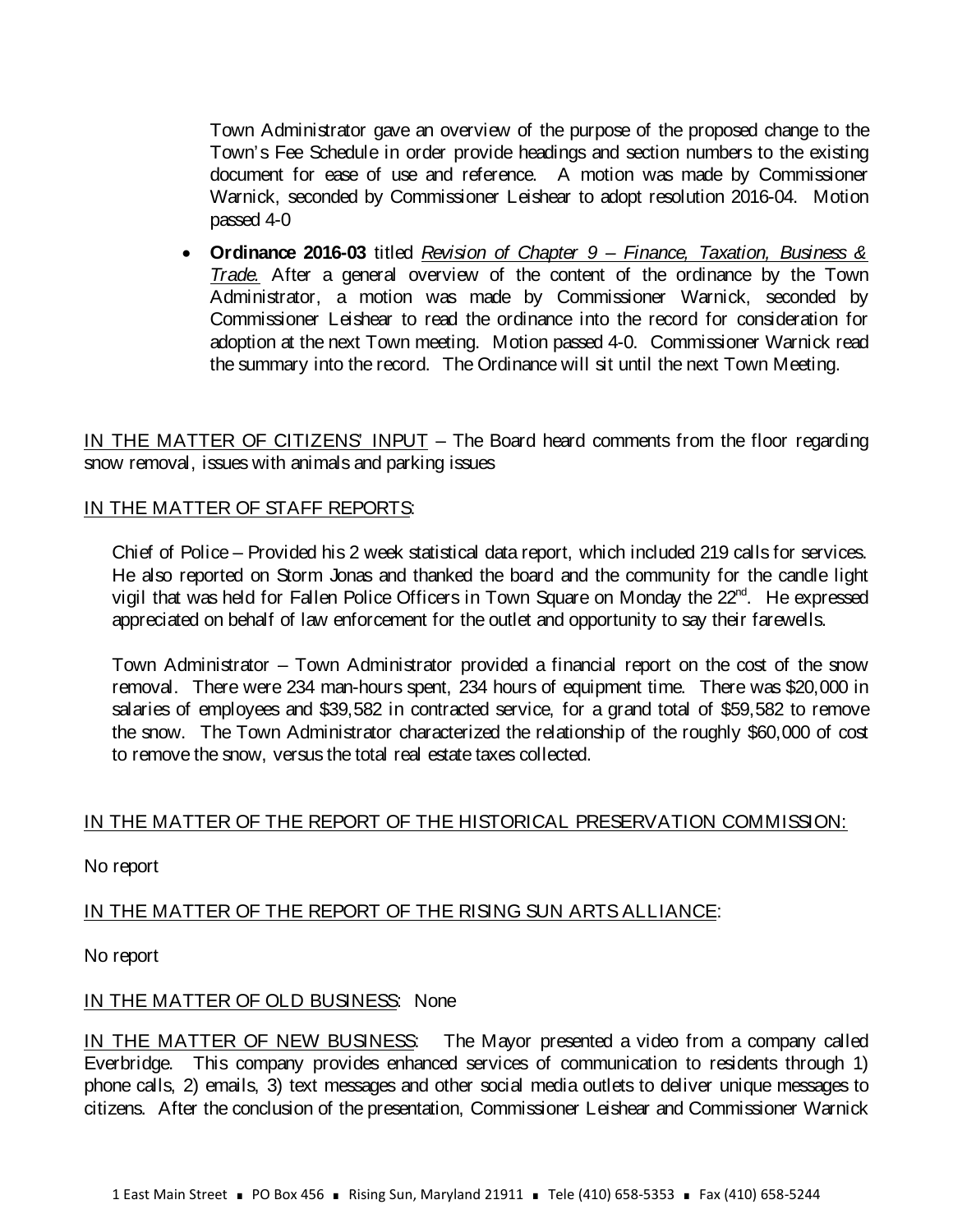Town Administrator gave an overview of the purpose of the proposed change to the Town's Fee Schedule in order provide headings and section numbers to the existing document for ease of use and reference. A motion was made by Commissioner Warnick, seconded by Commissioner Leishear to adopt resolution 2016-04. Motion passed 4-0

- **Ordinance 2016-03** titled _Revision of Chapter 9 – Finance, Taxation, Business & Trade._ After a general overview of the content of the ordinance by the Town Administrator, a motion was made by Commissioner Warnick, seconded by Commissioner Leishear to read the ordinance into the record for consideration for adoption at the next Town meeting. Motion passed 4-0. Commissioner Warnick read the summary into the record. The Ordinance will sit until the next Town Meeting.

IN THE MATTER OF CITIZENS' INPUT – The Board heard comments from the floor regarding snow removal, issues with animals and parking issues

IN THE MATTER OF STAFF REPORTS:

Chief of Police – Provided his 2 week statistical data report, which included 219 calls for services. He also reported on Storm Jonas and thanked the board and the community for the candle light vigil that was held for Fallen Police Officers in Town Square on Monday the 22nd. He expressed appreciated on behalf of law enforcement for the outlet and opportunity to say their farewells.

Town Administrator – Town Administrator provided a financial report on the cost of the snow removal. There were 234 man-hours spent, 234 hours of equipment time. There was $20,000 in salaries of employees and $39,582 in contracted service, for a grand total of $59,582 to remove the snow. The Town Administrator characterized the relationship of the roughly $60,000 of cost to remove the snow, versus the total real estate taxes collected.

IN THE MATTER OF THE REPORT OF THE HISTORICAL PRESERVATION COMMISSION:

No report

IN THE MATTER OF THE REPORT OF THE RISING SUN ARTS ALLIANCE:

No report

IN THE MATTER OF OLD BUSINESS: None

IN THE MATTER OF NEW BUSINESS: The Mayor presented a video from a company called Everbridge. This company provides enhanced services of communication to residents through 1) phone calls, 2) emails, 3) text messages and other social media outlets to deliver unique messages to citizens. After the conclusion of the presentation, Commissioner Leishear and Commissioner Warnick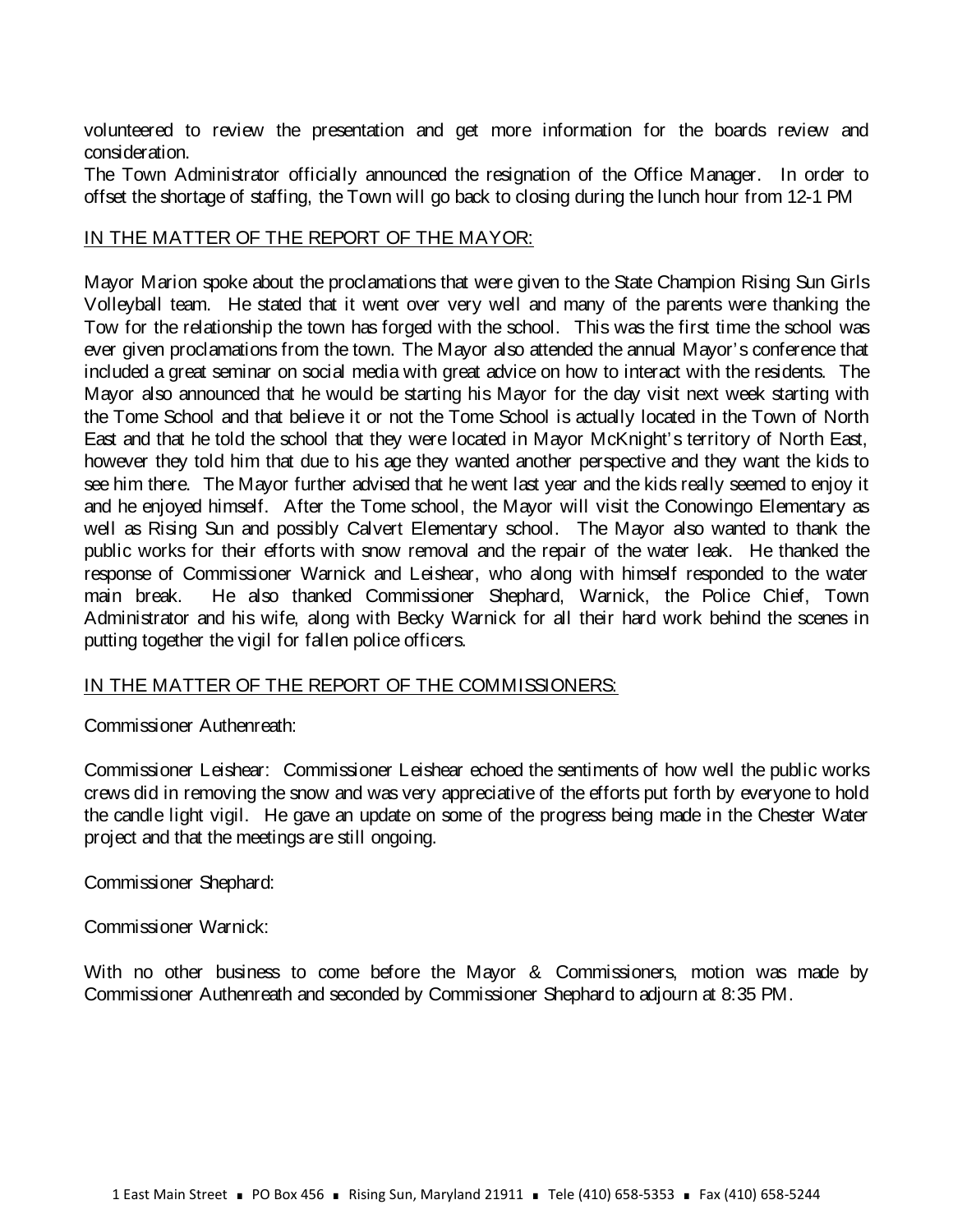volunteered to review the presentation and get more information for the boards review and consideration.

The Town Administrator officially announced the resignation of the Office Manager. In order to offset the shortage of staffing, the Town will go back to closing during the lunch hour from 12-1 PM

IN THE MATTER OF THE REPORT OF THE MAYOR:

Mayor Marion spoke about the proclamations that were given to the State Champion Rising Sun Girls Volleyball team. He stated that it went over very well and many of the parents were thanking the Tow for the relationship the town has forged with the school. This was the first time the school was ever given proclamations from the town. The Mayor also attended the annual Mayor's conference that included a great seminar on social media with great advice on how to interact with the residents. The Mayor also announced that he would be starting his Mayor for the day visit next week starting with the Tome School and that believe it or not the Tome School is actually located in the Town of North East and that he told the school that they were located in Mayor McKnight's territory of North East, however they told him that due to his age they wanted another perspective and they want the kids to see him there. The Mayor further advised that he went last year and the kids really seemed to enjoy it and he enjoyed himself. After the Tome school, the Mayor will visit the Conowingo Elementary as well as Rising Sun and possibly Calvert Elementary school. The Mayor also wanted to thank the public works for their efforts with snow removal and the repair of the water leak. He thanked the response of Commissioner Warnick and Leishear, who along with himself responded to the water main break. He also thanked Commissioner Shephard, Warnick, the Police Chief, Town Administrator and his wife, along with Becky Warnick for all their hard work behind the scenes in putting together the vigil for fallen police officers.

IN THE MATTER OF THE REPORT OF THE COMMISSIONERS:

Commissioner Authenreath:

Commissioner Leishear: Commissioner Leishear echoed the sentiments of how well the public works crews did in removing the snow and was very appreciative of the efforts put forth by everyone to hold the candle light vigil. He gave an update on some of the progress being made in the Chester Water project and that the meetings are still ongoing.

Commissioner Shephard:

Commissioner Warnick:

With no other business to come before the Mayor & Commissioners, motion was made by Commissioner Authenreath and seconded by Commissioner Shephard to adjourn at 8:35 PM.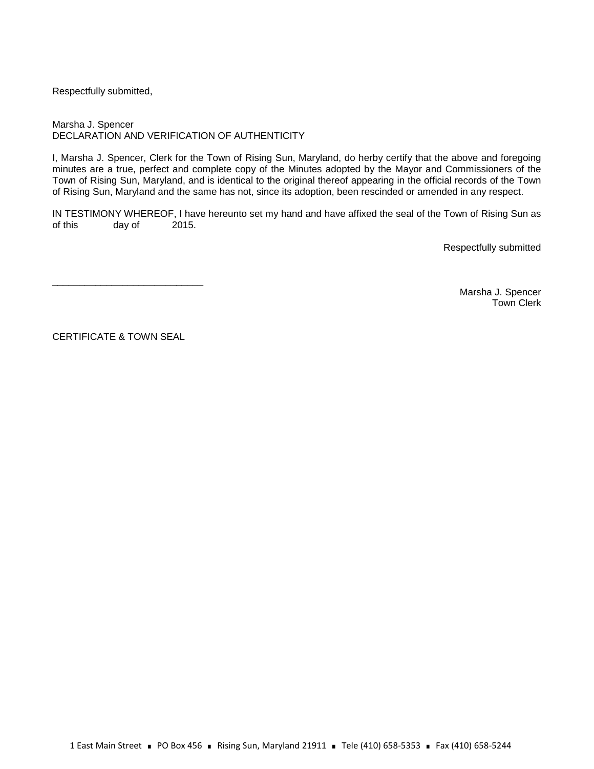Respectfully submitted,

Marsha J. Spencer
DECLARATION AND VERIFICATION OF AUTHENTICITY

I, Marsha J. Spencer, Clerk for the Town of Rising Sun, Maryland, do herby certify that the above and foregoing minutes are a true, perfect and complete copy of the Minutes adopted by the Mayor and Commissioners of the Town of Rising Sun, Maryland, and is identical to the original thereof appearing in the official records of the Town of Rising Sun, Maryland and the same has not, since its adoption, been rescinded or amended in any respect.

IN TESTIMONY WHEREOF, I have hereunto set my hand and have affixed the seal of the Town of Rising Sun as of this day of 2015.

Respectfully submitted

___________________________

Marsha J. Spencer
Town Clerk

CERTIFICATE & TOWN SEAL

1 East Main Street ▪ PO Box 456 ▪ Rising Sun, Maryland 21911 ▪ Tele (410) 658-5353 ▪ Fax (410) 658-5244